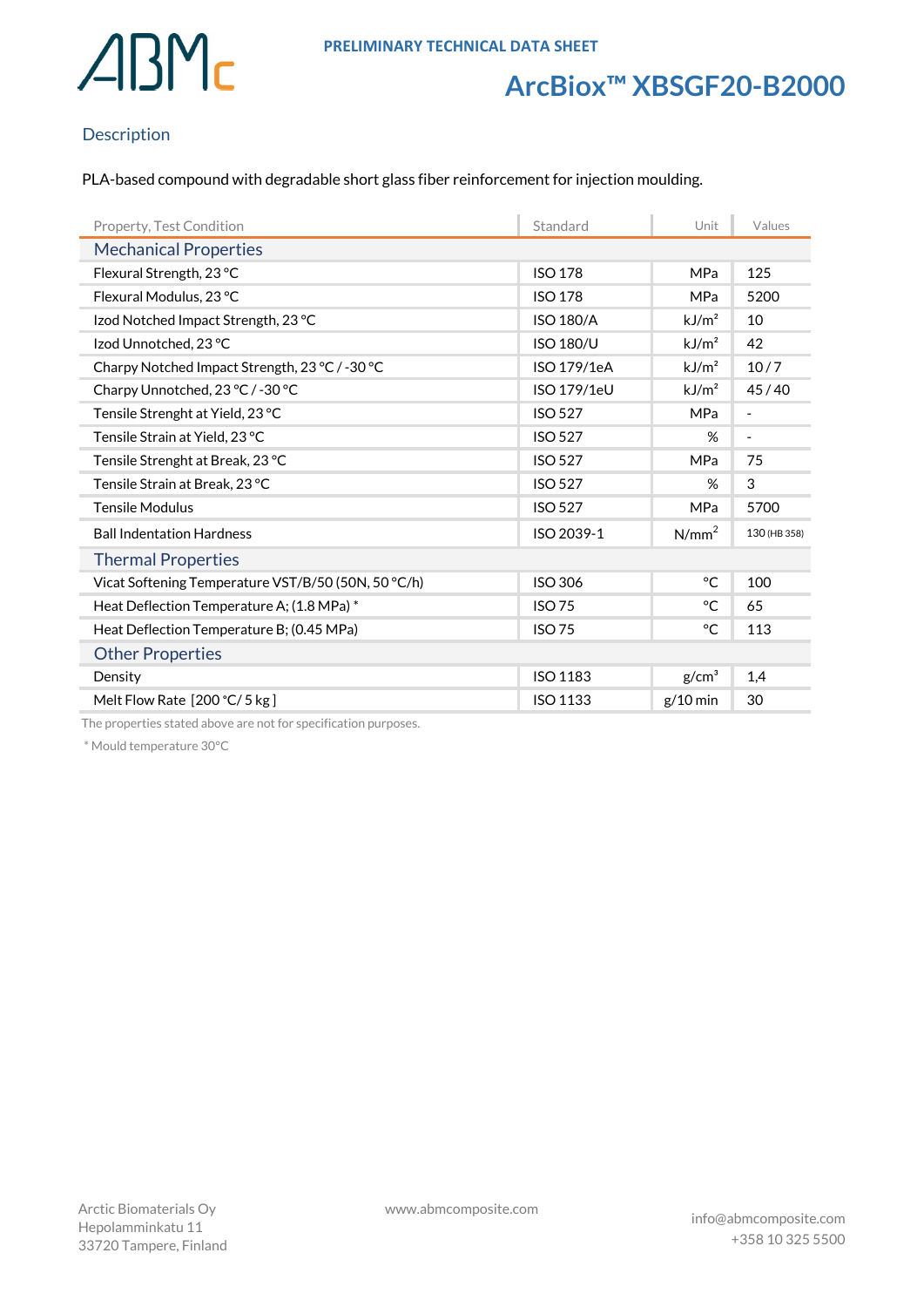PRELIMINARY TECHNICAL DATA SHEET

# ArcBiox™ XBSGF20-B2000

## Description

PLA-based compound with degradable short glass fiber reinforcement for injection moulding.

| Property, Test Condition | Standard | Unit | Values |
|---|---|---|---|
| **Mechanical Properties** | | | |
| Flexural Strength, 23 °C | ISO 178 | MPa | 125 |
| Flexural Modulus, 23 °C | ISO 178 | MPa | 5200 |
| Izod Notched Impact Strength, 23 °C | ISO 180/A | kJ/m² | 10 |
| Izod Unnotched, 23 °C | ISO 180/U | kJ/m² | 42 |
| Charpy Notched Impact Strength, 23 °C / -30 °C | ISO 179/1eA | kJ/m² | 10 / 7 |
| Charpy Unnotched, 23 °C / -30 °C | ISO 179/1eU | kJ/m² | 45 / 40 |
| Tensile Strenght at Yield, 23 °C | ISO 527 | MPa | - |
| Tensile Strain at Yield, 23 °C | ISO 527 | % | - |
| Tensile Strenght at Break, 23 °C | ISO 527 | MPa | 75 |
| Tensile Strain at Break, 23 °C | ISO 527 | % | 3 |
| Tensile Modulus | ISO 527 | MPa | 5700 |
| Ball Indentation Hardness | ISO 2039-1 | N/mm² | 130 (HB 358) |
| **Thermal Properties** | | | |
| Vicat Softening Temperature VST/B/50 (50N, 50 °C/h) | ISO 306 | °C | 100 |
| Heat Deflection Temperature A; (1.8 MPa) * | ISO 75 | °C | 65 |
| Heat Deflection Temperature B; (0.45 MPa) | ISO 75 | °C | 113 |
| **Other Properties** | | | |
| Density | ISO 1183 | g/cm³ | 1,4 |
| Melt Flow Rate [200 °C/ 5 kg ] | ISO 1133 | g/10 min | 30 |

The properties stated above are not for specification purposes.

* Mould temperature 30°C

Arctic Biomaterials Oy
Hepolamminkatu 11
33720 Tampere, Finland

www.abmcomposite.com

info@abmcomposite.com
+358 10 325 5500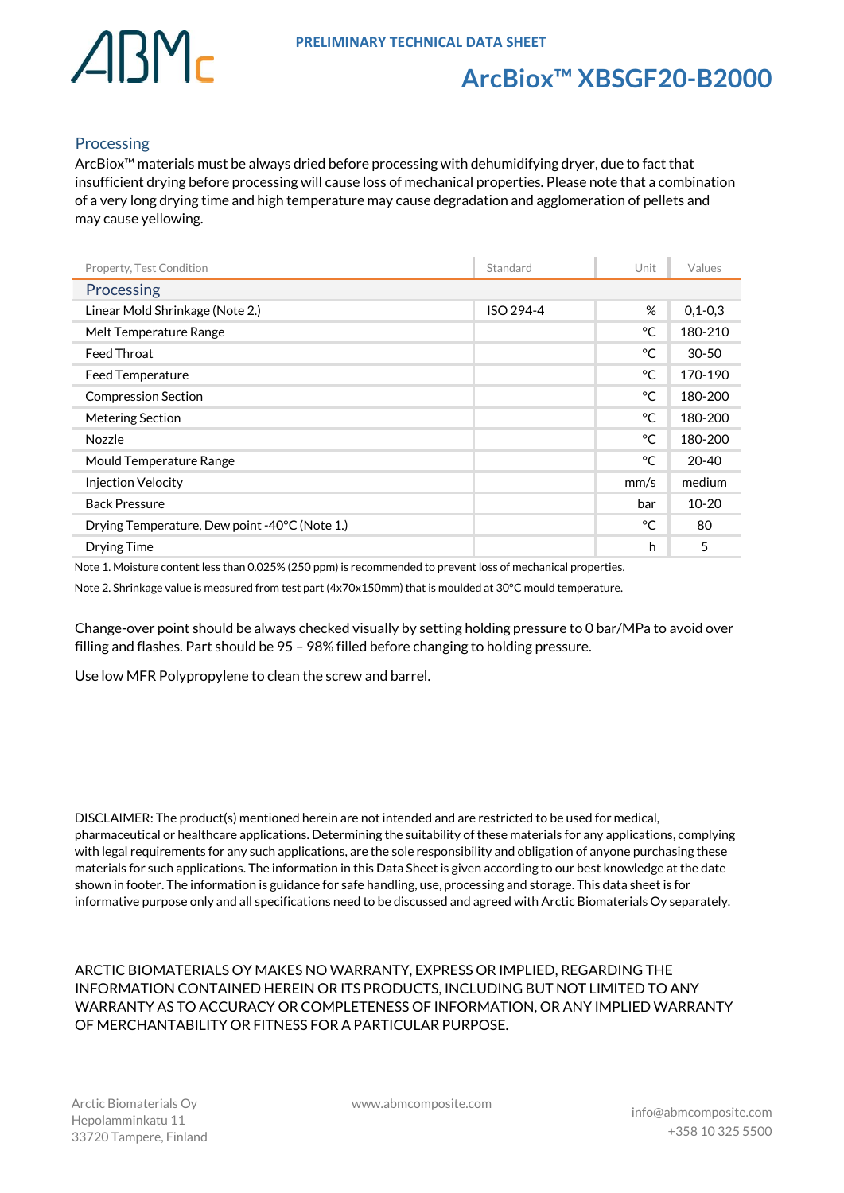## Processing

ArcBiox™ materials must be always dried before processing with dehumidifying dryer, due to fact that insufficient drying before processing will cause loss of mechanical properties. Please note that a combination of a very long drying time and high temperature may cause degradation and agglomeration of pellets and may cause yellowing.

| Property, Test Condition | Standard | Unit | Values |
|---|---|---|---|
| **Processing** | | | |
| Linear Mold Shrinkage (Note 2.) | ISO 294-4 | % | 0,1-0,3 |
| Melt Temperature Range | | °C | 180-210 |
| Feed Throat | | °C | 30-50 |
| Feed Temperature | | °C | 170-190 |
| Compression Section | | °C | 180-200 |
| Metering Section | | °C | 180-200 |
| Nozzle | | °C | 180-200 |
| Mould Temperature Range | | °C | 20-40 |
| Injection Velocity | | mm/s | medium |
| Back Pressure | | bar | 10-20 |
| Drying Temperature, Dew point -40°C (Note 1.) | | °C | 80 |
| Drying Time | | h | 5 |

Note 1. Moisture content less than 0.025% (250 ppm) is recommended to prevent loss of mechanical properties.

Note 2. Shrinkage value is measured from test part (4x70x150mm) that is moulded at 30°C mould temperature.

Change-over point should be always checked visually by setting holding pressure to 0 bar/MPa to avoid over filling and flashes. Part should be 95 – 98% filled before changing to holding pressure.

Use low MFR Polypropylene to clean the screw and barrel.

DISCLAIMER: The product(s) mentioned herein are not intended and are restricted to be used for medical, pharmaceutical or healthcare applications. Determining the suitability of these materials for any applications, complying with legal requirements for any such applications, are the sole responsibility and obligation of anyone purchasing these materials for such applications. The information in this Data Sheet is given according to our best knowledge at the date shown in footer. The information is guidance for safe handling, use, processing and storage. This data sheet is for informative purpose only and all specifications need to be discussed and agreed with Arctic Biomaterials Oy separately.

ARCTIC BIOMATERIALS OY MAKES NO WARRANTY, EXPRESS OR IMPLIED, REGARDING THE INFORMATION CONTAINED HEREIN OR ITS PRODUCTS, INCLUDING BUT NOT LIMITED TO ANY WARRANTY AS TO ACCURACY OR COMPLETENESS OF INFORMATION, OR ANY IMPLIED WARRANTY OF MERCHANTABILITY OR FITNESS FOR A PARTICULAR PURPOSE.